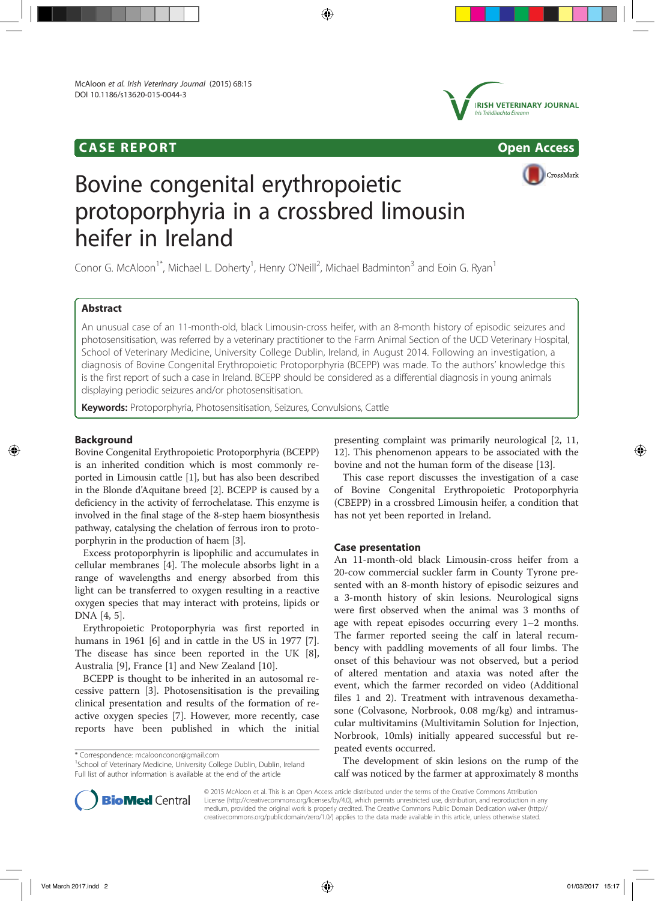# CASE REPORT

# Bovine congenital erythropoietic protoporphyria in a crossbred limousin heifer in Ireland

Conor G. McAloon[1*], Michael L. Doherty[1], Henry O'Neill[2], Michael Badminton[3] and Eoin G. Ryan[1]

## Abstract

An unusual case of an 11-month-old, black Limousin-cross heifer, with an 8-month history of episodic seizures and photosensitisation, was referred by a veterinary practitioner to the Farm Animal Section of the UCD Veterinary Hospital, School of Veterinary Medicine, University College Dublin, Ireland, in August 2014. Following an investigation, a diagnosis of Bovine Congenital Erythropoietic Protoporphyria (BCEPP) was made. To the authors' knowledge this is the first report of such a case in Ireland. BCEPP should be considered as a differential diagnosis in young animals displaying periodic seizures and/or photosensitisation.

**Keywords:** Protoporphyria, Photosensitisation, Seizures, Convulsions, Cattle

## Background

Bovine Congenital Erythropoietic Protoporphyria (BCEPP) is an inherited condition which is most commonly reported in Limousin cattle [1], but has also been described in the Blonde d'Aquitane breed [2]. BCEPP is caused by a deficiency in the activity of ferrochelatase. This enzyme is involved in the final stage of the 8-step haem biosynthesis pathway, catalysing the chelation of ferrous iron to protoporphyrin in the production of haem [3].

Excess protoporphyrin is lipophilic and accumulates in cellular membranes [4]. The molecule absorbs light in a range of wavelengths and energy absorbed from this light can be transferred to oxygen resulting in a reactive oxygen species that may interact with proteins, lipids or DNA [4, 5].

Erythropoietic Protoporphyria was first reported in humans in 1961 [6] and in cattle in the US in 1977 [7]. The disease has since been reported in the UK [8], Australia [9], France [1] and New Zealand [10].

BCEPP is thought to be inherited in an autosomal recessive pattern [3]. Photosensitisation is the prevailing clinical presentation and results of the formation of reactive oxygen species [7]. However, more recently, case reports have been published in which the initial presenting complaint was primarily neurological [2, 11, 12]. This phenomenon appears to be associated with the bovine and not the human form of the disease [13].

This case report discusses the investigation of a case of Bovine Congenital Erythropoietic Protoporphyria (CBEPP) in a crossbred Limousin heifer, a condition that has not yet been reported in Ireland.

## Case presentation

An 11-month-old black Limousin-cross heifer from a 20-cow commercial suckler farm in County Tyrone presented with an 8-month history of episodic seizures and a 3-month history of skin lesions. Neurological signs were first observed when the animal was 3 months of age with repeat episodes occurring every 1–2 months. The farmer reported seeing the calf in lateral recumbency with paddling movements of all four limbs. The onset of this behaviour was not observed, but a period of altered mentation and ataxia was noted after the event, which the farmer recorded on video (Additional files 1 and 2). Treatment with intravenous dexamethasone (Colvasone, Norbrook, 0.08 mg/kg) and intramuscular multivitamins (Multivitamin Solution for Injection, Norbrook, 10mls) initially appeared successful but repeated events occurred.

The development of skin lesions on the rump of the calf was noticed by the farmer at approximately 8 months

\* Correspondence: mcaloonconor@gmail.com
[1]School of Veterinary Medicine, University College Dublin, Dublin, Ireland
Full list of author information is available at the end of the article

© 2015 McAloon et al. This is an Open Access article distributed under the terms of the Creative Commons Attribution License (http://creativecommons.org/licenses/by/4.0), which permits unrestricted use, distribution, and reproduction in any medium, provided the original work is properly credited. The Creative Commons Public Domain Dedication waiver (http://creativecommons.org/publicdomain/zero/1.0/) applies to the data made available in this article, unless otherwise stated.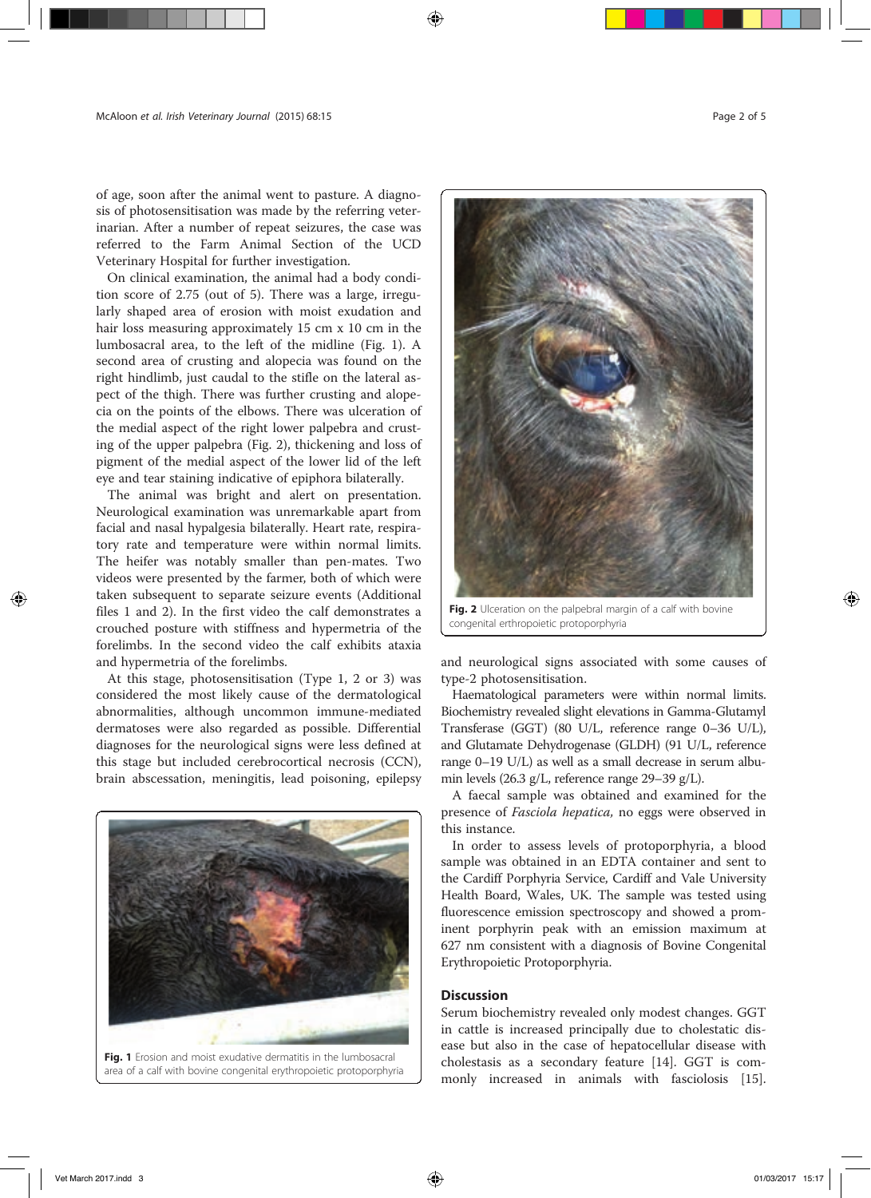of age, soon after the animal went to pasture. A diagnosis of photosensitisation was made by the referring veterinarian. After a number of repeat seizures, the case was referred to the Farm Animal Section of the UCD Veterinary Hospital for further investigation.

On clinical examination, the animal had a body condition score of 2.75 (out of 5). There was a large, irregularly shaped area of erosion with moist exudation and hair loss measuring approximately 15 cm x 10 cm in the lumbosacral area, to the left of the midline (Fig. 1). A second area of crusting and alopecia was found on the right hindlimb, just caudal to the stifle on the lateral aspect of the thigh. There was further crusting and alopecia on the points of the elbows. There was ulceration of the medial aspect of the right lower palpebra and crusting of the upper palpebra (Fig. 2), thickening and loss of pigment of the medial aspect of the lower lid of the left eye and tear staining indicative of epiphora bilaterally.

The animal was bright and alert on presentation. Neurological examination was unremarkable apart from facial and nasal hypalgesia bilaterally. Heart rate, respiratory rate and temperature were within normal limits. The heifer was notably smaller than pen-mates. Two videos were presented by the farmer, both of which were taken subsequent to separate seizure events (Additional files 1 and 2). In the first video the calf demonstrates a crouched posture with stiffness and hypermetria of the forelimbs. In the second video the calf exhibits ataxia and hypermetria of the forelimbs.

At this stage, photosensitisation (Type 1, 2 or 3) was considered the most likely cause of the dermatological abnormalities, although uncommon immune-mediated dermatoses were also regarded as possible. Differential diagnoses for the neurological signs were less defined at this stage but included cerebrocortical necrosis (CCN), brain abscessation, meningitis, lead poisoning, epilepsy and neurological signs associated with some causes of type-2 photosensitisation.

Fig. 1 Erosion and moist exudative dermatitis in the lumbosacral area of a calf with bovine congenital erythropoietic protoporphyria

Fig. 2 Ulceration on the palpebral margin of a calf with bovine congenital erthropoietic protoporphyria

Haematological parameters were within normal limits. Biochemistry revealed slight elevations in Gamma-Glutamyl Transferase (GGT) (80 U/L, reference range 0–36 U/L), and Glutamate Dehydrogenase (GLDH) (91 U/L, reference range 0–19 U/L) as well as a small decrease in serum albumin levels (26.3 g/L, reference range 29–39 g/L).

A faecal sample was obtained and examined for the presence of *Fasciola hepatica*, no eggs were observed in this instance.

In order to assess levels of protoporphyria, a blood sample was obtained in an EDTA container and sent to the Cardiff Porphyria Service, Cardiff and Vale University Health Board, Wales, UK. The sample was tested using fluorescence emission spectroscopy and showed a prominent porphyrin peak with an emission maximum at 627 nm consistent with a diagnosis of Bovine Congenital Erythropoietic Protoporphyria.

## Discussion

Serum biochemistry revealed only modest changes. GGT in cattle is increased principally due to cholestatic disease but also in the case of hepatocellular disease with cholestasis as a secondary feature [14]. GGT is commonly increased in animals with fasciolosis [15].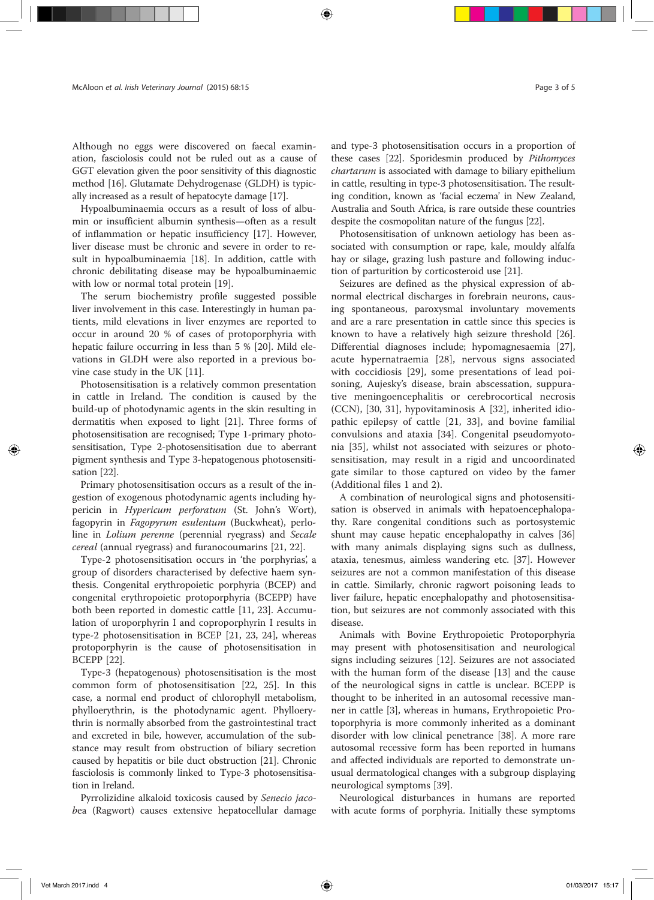Although no eggs were discovered on faecal examination, fasciolosis could not be ruled out as a cause of GGT elevation given the poor sensitivity of this diagnostic method [16]. Glutamate Dehydrogenase (GLDH) is typically increased as a result of hepatocyte damage [17].

Hypoalbuminaemia occurs as a result of loss of albumin or insufficient albumin synthesis—often as a result of inflammation or hepatic insufficiency [17]. However, liver disease must be chronic and severe in order to result in hypoalbuminaemia [18]. In addition, cattle with chronic debilitating disease may be hypoalbuminaemic with low or normal total protein [19].

The serum biochemistry profile suggested possible liver involvement in this case. Interestingly in human patients, mild elevations in liver enzymes are reported to occur in around 20 % of cases of protoporphyria with hepatic failure occurring in less than 5 % [20]. Mild elevations in GLDH were also reported in a previous bovine case study in the UK [11].

Photosensitisation is a relatively common presentation in cattle in Ireland. The condition is caused by the build-up of photodynamic agents in the skin resulting in dermatitis when exposed to light [21]. Three forms of photosensitisation are recognised; Type 1-primary photosensitisation, Type 2-photosensitisation due to aberrant pigment synthesis and Type 3-hepatogenous photosensitisation [22].

Primary photosensitisation occurs as a result of the ingestion of exogenous photodynamic agents including hypericin in *Hypericum perforatum* (St. John's Wort), fagopyrin in *Fagopyrum esulentum* (Buckwheat), perloline in *Lolium perenne* (perennial ryegrass) and *Secale cereal* (annual ryegrass) and furanocoumarins [21, 22].

Type-2 photosensitisation occurs in 'the porphyrias', a group of disorders characterised by defective haem synthesis. Congenital erythropoietic porphyria (BCEP) and congenital erythropoietic protoporphyria (BCEPP) have both been reported in domestic cattle [11, 23]. Accumulation of uroporphyrin I and coproporphyrin I results in type-2 photosensitisation in BCEP [21, 23, 24], whereas protoporphyrin is the cause of photosensitisation in BCEPP [22].

Type-3 (hepatogenous) photosensitisation is the most common form of photosensitisation [22, 25]. In this case, a normal end product of chlorophyll metabolism, phylloerythrin, is the photodynamic agent. Phylloerythrin is normally absorbed from the gastrointestinal tract and excreted in bile, however, accumulation of the substance may result from obstruction of biliary secretion caused by hepatitis or bile duct obstruction [21]. Chronic fasciolosis is commonly linked to Type-3 photosensitisation in Ireland.

Pyrrolizidine alkaloid toxicosis caused by *Senecio jacobea* (Ragwort) causes extensive hepatocellular damage and type-3 photosensitisation occurs in a proportion of these cases [22]. Sporidesmin produced by *Pithomyces chartarum* is associated with damage to biliary epithelium in cattle, resulting in type-3 photosensitisation. The resulting condition, known as 'facial eczema' in New Zealand, Australia and South Africa, is rare outside these countries despite the cosmopolitan nature of the fungus [22].

Photosensitisation of unknown aetiology has been associated with consumption or rape, kale, mouldy alfalfa hay or silage, grazing lush pasture and following induction of parturition by corticosteroid use [21].

Seizures are defined as the physical expression of abnormal electrical discharges in forebrain neurons, causing spontaneous, paroxysmal involuntary movements and are a rare presentation in cattle since this species is known to have a relatively high seizure threshold [26]. Differential diagnoses include; hypomagnesaemia [27], acute hypernatraemia [28], nervous signs associated with coccidiosis [29], some presentations of lead poisoning, Aujesky's disease, brain abscessation, suppurative meningoencephalitis or cerebrocortical necrosis (CCN), [30, 31], hypovitaminosis A [32], inherited idiopathic epilepsy of cattle [21, 33], and bovine familial convulsions and ataxia [34]. Congenital pseudomyotonia [35], whilst not associated with seizures or photosensitisation, may result in a rigid and uncoordinated gate similar to those captured on video by the famer (Additional files 1 and 2).

A combination of neurological signs and photosensitisation is observed in animals with hepatoencephalopathy. Rare congenital conditions such as portosystemic shunt may cause hepatic encephalopathy in calves [36] with many animals displaying signs such as dullness, ataxia, tenesmus, aimless wandering etc. [37]. However seizures are not a common manifestation of this disease in cattle. Similarly, chronic ragwort poisoning leads to liver failure, hepatic encephalopathy and photosensitisation, but seizures are not commonly associated with this disease.

Animals with Bovine Erythropoietic Protoporphyria may present with photosensitisation and neurological signs including seizures [12]. Seizures are not associated with the human form of the disease [13] and the cause of the neurological signs in cattle is unclear. BCEPP is thought to be inherited in an autosomal recessive manner in cattle [3], whereas in humans, Erythropoietic Protoporphyria is more commonly inherited as a dominant disorder with low clinical penetrance [38]. A more rare autosomal recessive form has been reported in humans and affected individuals are reported to demonstrate unusual dermatological changes with a subgroup displaying neurological symptoms [39].

Neurological disturbances in humans are reported with acute forms of porphyria. Initially these symptoms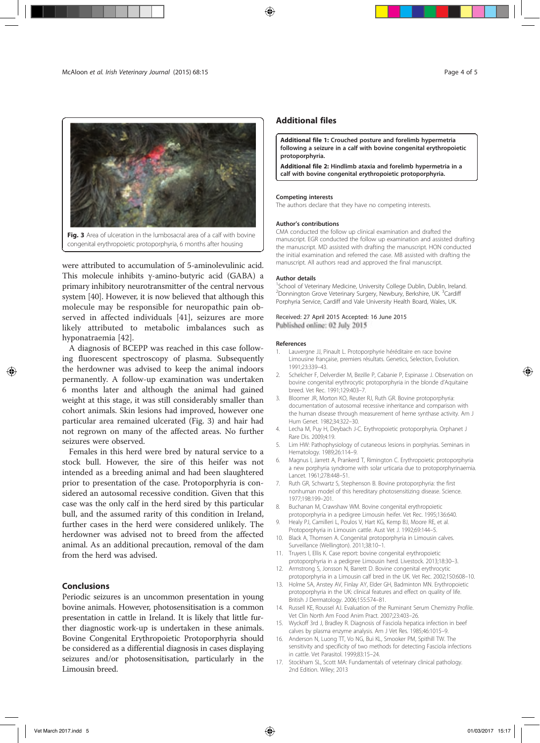Fig. 3 Area of ulceration in the lumbosacral area of a calf with bovine congenital erythropoietic protoporphyria, 6 months after housing

were attributed to accumulation of 5-aminolevulinic acid. This molecule inhibits γ-amino-butyric acid (GABA) a primary inhibitory neurotransmitter of the central nervous system [40]. However, it is now believed that although this molecule may be responsible for neuropathic pain observed in affected individuals [41], seizures are more likely attributed to metabolic imbalances such as hyponatraemia [42].

A diagnosis of BCEPP was reached in this case following fluorescent spectroscopy of plasma. Subsequently the herdowner was advised to keep the animal indoors permanently. A follow-up examination was undertaken 6 months later and although the animal had gained weight at this stage, it was still considerably smaller than cohort animals. Skin lesions had improved, however one particular area remained ulcerated (Fig. 3) and hair had not regrown on many of the affected areas. No further seizures were observed.

Females in this herd were bred by natural service to a stock bull. However, the sire of this heifer was not intended as a breeding animal and had been slaughtered prior to presentation of the case. Protoporphyria is considered an autosomal recessive condition. Given that this case was the only calf in the herd sired by this particular bull, and the assumed rarity of this condition in Ireland, further cases in the herd were considered unlikely. The herdowner was advised not to breed from the affected animal. As an additional precaution, removal of the dam from the herd was advised.

## Conclusions

Periodic seizures is an uncommon presentation in young bovine animals. However, photosensitisation is a common presentation in cattle in Ireland. It is likely that little further diagnostic work-up is undertaken in these animals. Bovine Congenital Erythropoietic Protoporphyria should be considered as a differential diagnosis in cases displaying seizures and/or photosensitisation, particularly in the Limousin breed.

## Additional files

**Additional file 1: Crouched posture and forelimb hypermetria following a seizure in a calf with bovine congenital erythropoietic protoporphyria.**

**Additional file 2: Hindlimb ataxia and forelimb hypermetria in a calf with bovine congenital erythropoietic protoporphyria.**

### Competing interests

The authors declare that they have no competing interests.

### Author's contributions

CMA conducted the follow up clinical examination and drafted the manuscript. EGR conducted the follow up examination and assisted drafting the manuscript. MD assisted with drafting the manuscript. HON conducted the initial examination and referred the case. MB assisted with drafting the manuscript. All authors read and approved the final manuscript.

### Author details

[1]School of Veterinary Medicine, University College Dublin, Dublin, Ireland. [2]Donnington Grove Veterinary Surgery, Newbury, Berkshire, UK. [3]Cardiff Porphyria Service, Cardiff and Vale University Health Board, Wales, UK.

Received: 27 April 2015 Accepted: 16 June 2015
Published online: 02 July 2015

### References

1. Lauvergne JJ, Pinault L. Protoporphyrie héréditaire en race bovine Limousine française, premiers résultats. Genetics, Selection, Evolution. 1991;23:339–43.
2. Schelcher F, Delverdier M, Bezille P, Cabanie P, Espinasse J. Observation on bovine congenital erythrocytic protoporphyria in the blonde d'Aquitaine breed. Vet Rec. 1991;129:403–7.
3. Bloomer JR, Morton KO, Reuter RJ, Ruth GR. Bovine protoporphyria: documentation of autosomal recessive inheritance and comparison with the human disease through measurement of heme synthase activity. Am J Hum Genet. 1982;34:322–30.
4. Lecha M, Puy H, Deybach J-C. Erythropoietic protoporphyria. Orphanet J Rare Dis. 2009;4:19.
5. Lim HW: Pathophysiology of cutaneous lesions in porphyrias. Seminars in Hematology. 1989;26:114–9.
6. Magnus I, Jarrett A, Prankerd T, Rimington C. Erythropoietic protoporphyria a new porphyria syndrome with solar urticaria due to protoporphyrinaemia. Lancet. 1961;278:448–51.
7. Ruth GR, Schwartz S, Stephenson B. Bovine protoporphyria: the first nonhuman model of this hereditary photosensitizing disease. Science. 1977;198:199–201.
8. Buchanan M, Crawshaw WM. Bovine congenital erythropoietic protoporphyria in a pedigree Limousin heifer. Vet Rec. 1995;136:640.
9. Healy PJ, Camilleri L, Poulos V, Hart KG, Kemp BJ, Moore RE, et al. Protoporphyria in Limousin cattle. Aust Vet J. 1992;69:144–5.
10. Black A, Thomsen A. Congenital protoporphyria in Limousin calves. Surveillance (Wellington). 2011;38:10–1.
11. Truyers I, Ellis K. Case report: bovine congenital erythropoietic protoporphyria in a pedigree Limousin herd. Livestock. 2013;18:30–3.
12. Armstrong S, Jonsson N, Barrett D. Bovine congenital erythrocytic protoporphyria in a Limousin calf bred in the UK. Vet Rec. 2002;150:608–10.
13. Holme SA, Anstey AV, Finlay AY, Elder GH, Badminton MN. Erythropoietic protoporphyria in the UK: clinical features and effect on quality of life. British J Dermatology. 2006;155:574–81.
14. Russell KE, Roussel AJ. Evaluation of the Ruminant Serum Chemistry Profile. Vet Clin North Am Food Anim Pract. 2007;23:403–26.
15. Wyckoff 3rd J, Bradley R. Diagnosis of Fasciola hepatica infection in beef calves by plasma enzyme analysis. Am J Vet Res. 1985;46:1015–9.
16. Anderson N, Luong TT, Vo NG, Bui KL, Smooker PM, Spithill TW. The sensitivity and specificity of two methods for detecting Fasciola infections in cattle. Vet Parasitol. 1999;83:15–24.
17. Stockham SL, Scott MA: Fundamentals of veterinary clinical pathology. 2nd Edition. Wiley; 2013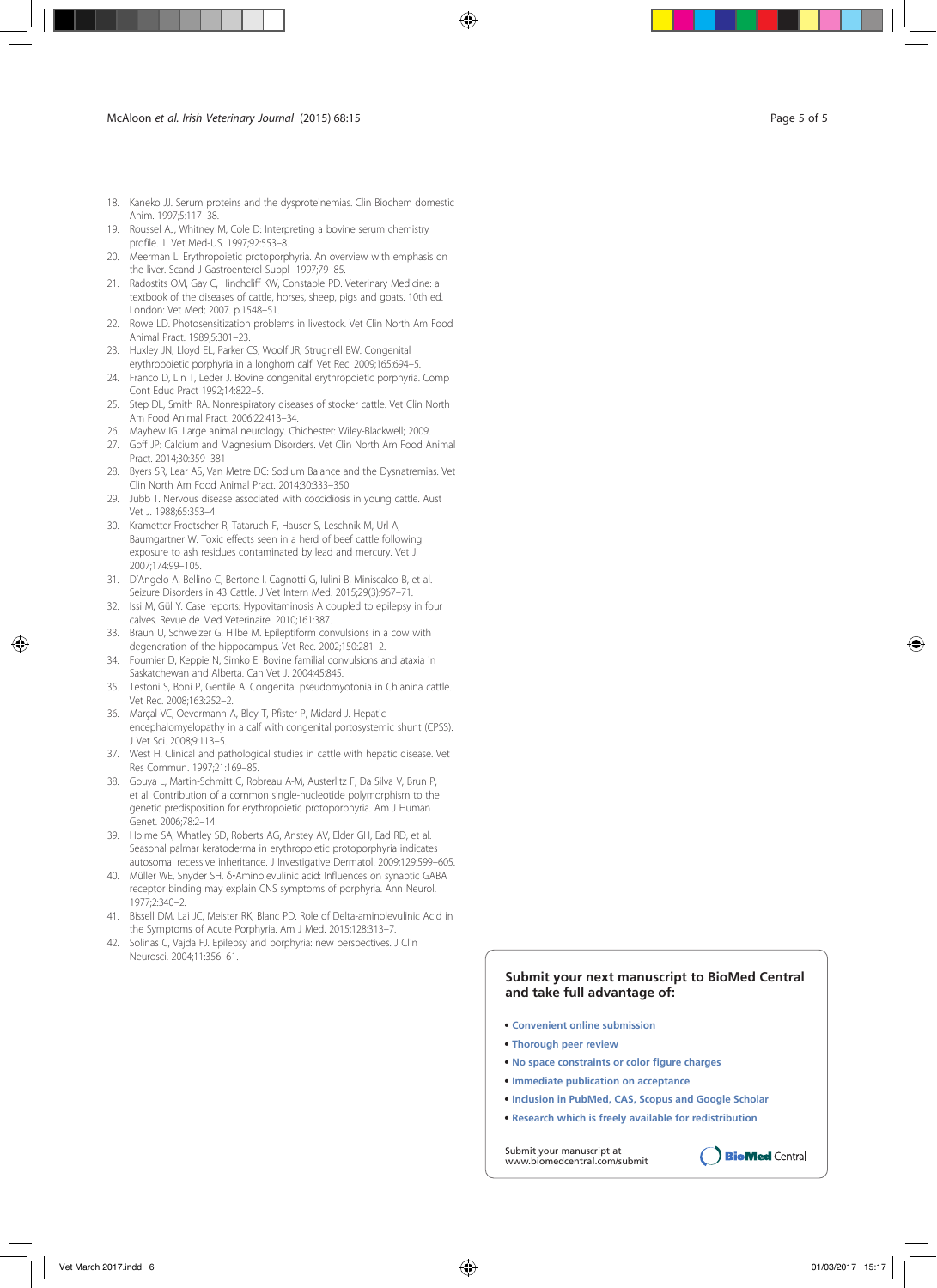18. Kaneko JJ. Serum proteins and the dysproteinemias. Clin Biochem domestic Anim. 1997;5:117–38.
19. Roussel AJ, Whitney M, Cole D: Interpreting a bovine serum chemistry profile. 1. Vet Med-US. 1997;92:553–8.
20. Meerman L: Erythropoietic protoporphyria. An overview with emphasis on the liver. Scand J Gastroenterol Suppl 1997;79–85.
21. Radostits OM, Gay C, Hinchcliff KW, Constable PD. Veterinary Medicine: a textbook of the diseases of cattle, horses, sheep, pigs and goats. 10th ed. London: Vet Med; 2007. p.1548–51.
22. Rowe LD. Photosensitization problems in livestock. Vet Clin North Am Food Animal Pract. 1989;5:301–23.
23. Huxley JN, Lloyd EL, Parker CS, Woolf JR, Strugnell BW. Congenital erythropoietic porphyria in a longhorn calf. Vet Rec. 2009;165:694–5.
24. Franco D, Lin T, Leder J. Bovine congenital erythropoietic porphyria. Comp Cont Educ Pract 1992;14:822–5.
25. Step DL, Smith RA. Nonrespiratory diseases of stocker cattle. Vet Clin North Am Food Animal Pract. 2006;22:413–34.
26. Mayhew IG. Large animal neurology. Chichester: Wiley-Blackwell; 2009.
27. Goff JP: Calcium and Magnesium Disorders. Vet Clin North Am Food Animal Pract. 2014;30:359–381
28. Byers SR, Lear AS, Van Metre DC: Sodium Balance and the Dysnatremias. Vet Clin North Am Food Animal Pract. 2014;30:333–350
29. Jubb T. Nervous disease associated with coccidiosis in young cattle. Aust Vet J. 1988;65:353–4.
30. Krametter-Froetscher R, Tataruch F, Hauser S, Leschnik M, Url A, Baumgartner W. Toxic effects seen in a herd of beef cattle following exposure to ash residues contaminated by lead and mercury. Vet J. 2007;174:99–105.
31. D'Angelo A, Bellino C, Bertone I, Cagnotti G, Iulini B, Miniscalco B, et al. Seizure Disorders in 43 Cattle. J Vet Intern Med. 2015;29(3):967–71.
32. Issi M, Gül Y. Case reports: Hypovitaminosis A coupled to epilepsy in four calves. Revue de Med Veterinaire. 2010;161:387.
33. Braun U, Schweizer G, Hilbe M. Epileptiform convulsions in a cow with degeneration of the hippocampus. Vet Rec. 2002;150:281–2.
34. Fournier D, Keppie N, Simko E. Bovine familial convulsions and ataxia in Saskatchewan and Alberta. Can Vet J. 2004;45:845.
35. Testoni S, Boni P, Gentile A. Congenital pseudomyotonia in Chianina cattle. Vet Rec. 2008;163:252–2.
36. Marçal VC, Oevermann A, Bley T, Pfister P, Miclard J. Hepatic encephalomyelopathy in a calf with congenital portosystemic shunt (CPSS). J Vet Sci. 2008;9:113–5.
37. West H. Clinical and pathological studies in cattle with hepatic disease. Vet Res Commun. 1997;21:169–85.
38. Gouya L, Martin-Schmitt C, Robreau A-M, Austerlitz F, Da Silva V, Brun P, et al. Contribution of a common single-nucleotide polymorphism to the genetic predisposition for erythropoietic protoporphyria. Am J Human Genet. 2006;78:2–14.
39. Holme SA, Whatley SD, Roberts AG, Anstey AV, Elder GH, Ead RD, et al. Seasonal palmar keratoderma in erythropoietic protoporphyria indicates autosomal recessive inheritance. J Investigative Dermatol. 2009;129:599–605.
40. Müller WE, Snyder SH. δ-Aminolevulinic acid: Influences on synaptic GABA receptor binding may explain CNS symptoms of porphyria. Ann Neurol. 1977;2:340–2.
41. Bissell DM, Lai JC, Meister RK, Blanc PD. Role of Delta-aminolevulinic Acid in the Symptoms of Acute Porphyria. Am J Med. 2015;128:313–7.
42. Solinas C, Vajda FJ. Epilepsy and porphyria: new perspectives. J Clin Neurosci. 2004;11:356–61.

**Submit your next manuscript to BioMed Central and take full advantage of:**

- **Convenient online submission**
- **Thorough peer review**
- **No space constraints or color figure charges**
- **Immediate publication on acceptance**
- **Inclusion in PubMed, CAS, Scopus and Google Scholar**
- **Research which is freely available for redistribution**

Submit your manuscript at www.biomedcentral.com/submit

BioMed Central